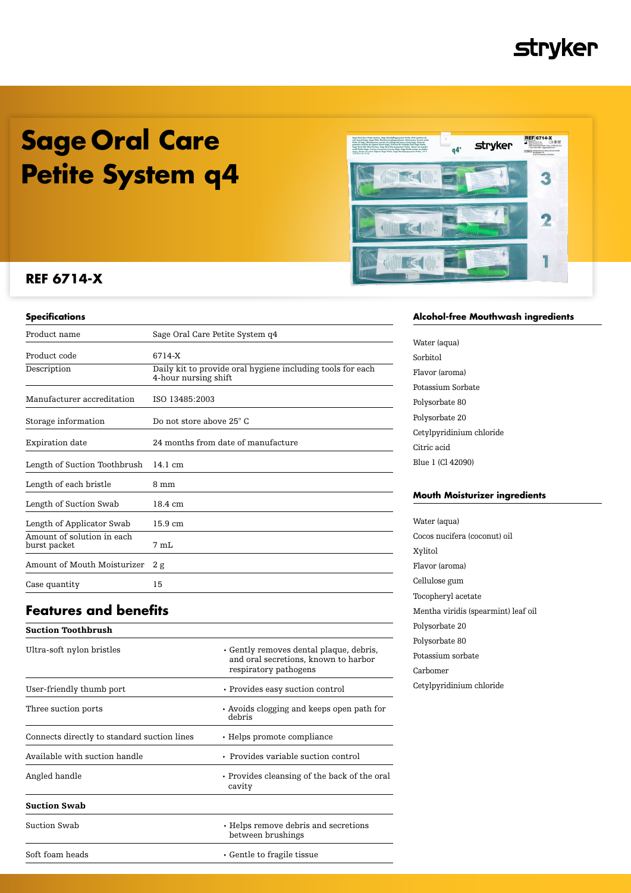# Sage Oral Care Petite System q4

## REF 6714-X

### Specifications

| | |
|---|---|
| Product name | Sage Oral Care Petite System q4 |
| Product code | 6714-X |
| Description | Daily kit to provide oral hygiene including tools for each 4-hour nursing shift |
| Manufacturer accreditation | ISO 13485:2003 |
| Storage information | Do not store above 25° C |
| Expiration date | 24 months from date of manufacture |
| Length of Suction Toothbrush | 14.1 cm |
| Length of each bristle | 8 mm |
| Length of Suction Swab | 18.4 cm |
| Length of Applicator Swab | 15.9 cm |
| Amount of solution in each burst packet | 7 mL |
| Amount of Mouth Moisturizer | 2 g |
| Case quantity | 15 |

## Features and benefits

| Suction Toothbrush | |
|---|---|
| Ultra-soft nylon bristles | • Gently removes dental plaque, debris, and oral secretions, known to harbor respiratory pathogens |
| User-friendly thumb port | • Provides easy suction control |
| Three suction ports | • Avoids clogging and keeps open path for debris |
| Connects directly to standard suction lines | • Helps promote compliance |
| Available with suction handle | • Provides variable suction control |
| Angled handle | • Provides cleansing of the back of the oral cavity |
| **Suction Swab** | |
| Suction Swab | • Helps remove debris and secretions between brushings |
| Soft foam heads | • Gentle to fragile tissue |

### Alcohol-free Mouthwash ingredients

Water (aqua)
Sorbitol
Flavor (aroma)
Potassium Sorbate
Polysorbate 80
Polysorbate 20
Cetylpyridinium chloride
Citric acid
Blue 1 (Cl 42090)

### Mouth Moisturizer ingredients

Water (aqua)
Cocos nucifera (coconut) oil
Xylitol
Flavor (aroma)
Cellulose gum
Tocopheryl acetate
Mentha viridis (spearmint) leaf oil
Polysorbate 20
Polysorbate 80
Potassium sorbate
Carbomer
Cetylpyridinium chloride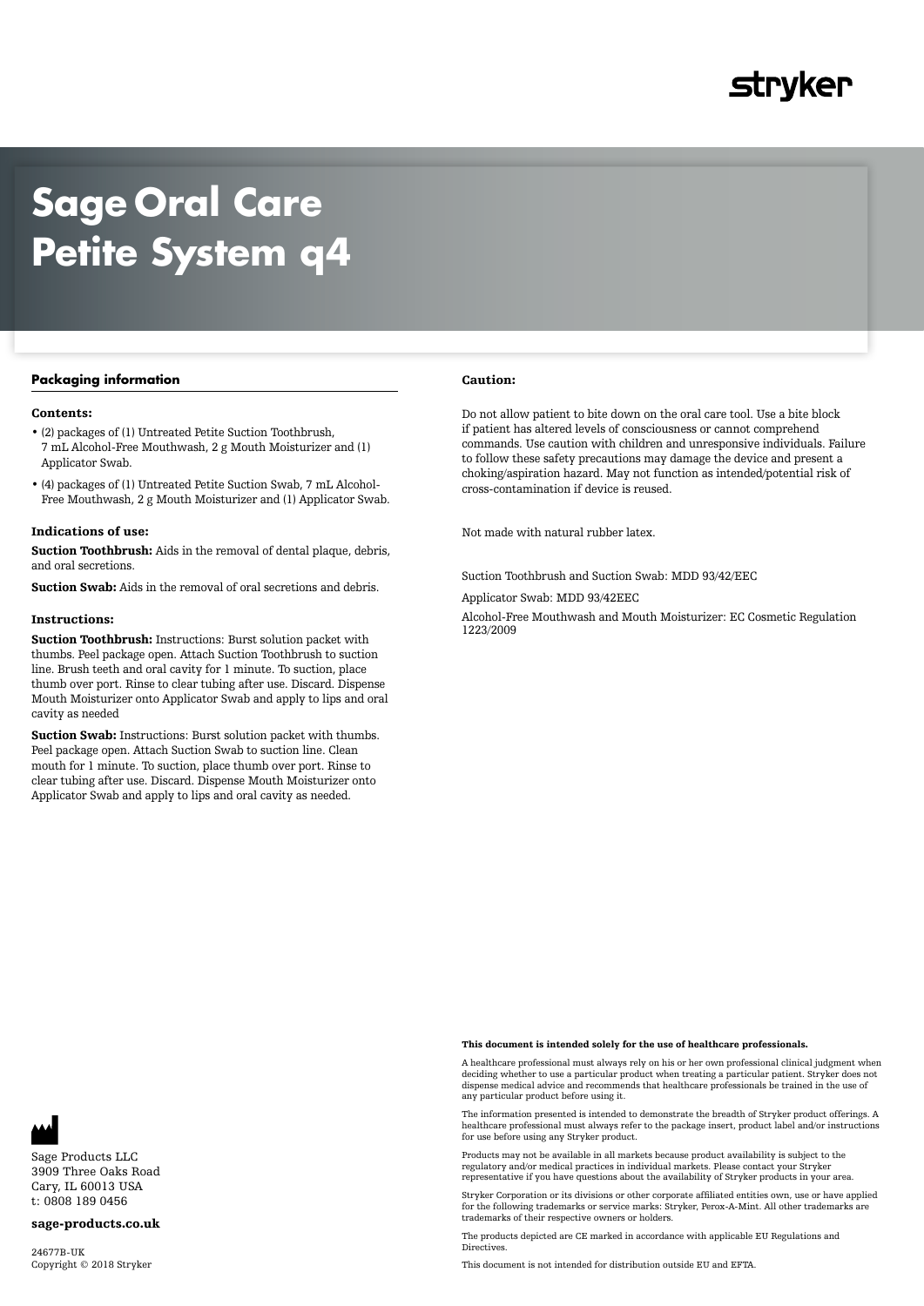# Sage Oral Care Petite System q4

## Packaging information

### Contents:

- (2) packages of (1) Untreated Petite Suction Toothbrush, 7 mL Alcohol-Free Mouthwash, 2 g Mouth Moisturizer and (1) Applicator Swab.
- (4) packages of (1) Untreated Petite Suction Swab, 7 mL Alcohol-Free Mouthwash, 2 g Mouth Moisturizer and (1) Applicator Swab.

### Indications of use:

**Suction Toothbrush:** Aids in the removal of dental plaque, debris, and oral secretions.

**Suction Swab:** Aids in the removal of oral secretions and debris.

### Instructions:

**Suction Toothbrush:** Instructions: Burst solution packet with thumbs. Peel package open. Attach Suction Toothbrush to suction line. Brush teeth and oral cavity for 1 minute. To suction, place thumb over port. Rinse to clear tubing after use. Discard. Dispense Mouth Moisturizer onto Applicator Swab and apply to lips and oral cavity as needed

**Suction Swab:** Instructions: Burst solution packet with thumbs. Peel package open. Attach Suction Swab to suction line. Clean mouth for 1 minute. To suction, place thumb over port. Rinse to clear tubing after use. Discard. Dispense Mouth Moisturizer onto Applicator Swab and apply to lips and oral cavity as needed.

### Caution:

Do not allow patient to bite down on the oral care tool. Use a bite block if patient has altered levels of consciousness or cannot comprehend commands. Use caution with children and unresponsive individuals. Failure to follow these safety precautions may damage the device and present a choking/aspiration hazard. May not function as intended/potential risk of cross-contamination if device is reused.

Not made with natural rubber latex.

Suction Toothbrush and Suction Swab: MDD 93/42/EEC

Applicator Swab: MDD 93/42EEC

Alcohol-Free Mouthwash and Mouth Moisturizer: EC Cosmetic Regulation 1223/2009

Sage Products LLC
3909 Three Oaks Road
Cary, IL 60013 USA
t: 0808 189 0456

**sage-products.co.uk**

24677B-UK
Copyright © 2018 Stryker

**This document is intended solely for the use of healthcare professionals.**

A healthcare professional must always rely on his or her own professional clinical judgment when deciding whether to use a particular product when treating a particular patient. Stryker does not dispense medical advice and recommends that healthcare professionals be trained in the use of any particular product before using it.

The information presented is intended to demonstrate the breadth of Stryker product offerings. A healthcare professional must always refer to the package insert, product label and/or instructions for use before using any Stryker product.

Products may not be available in all markets because product availability is subject to the regulatory and/or medical practices in individual markets. Please contact your Stryker representative if you have questions about the availability of Stryker products in your area.

Stryker Corporation or its divisions or other corporate affiliated entities own, use or have applied for the following trademarks or service marks: Stryker, Perox-A-Mint. All other trademarks are trademarks of their respective owners or holders.

The products depicted are CE marked in accordance with applicable EU Regulations and Directives.

This document is not intended for distribution outside EU and EFTA.